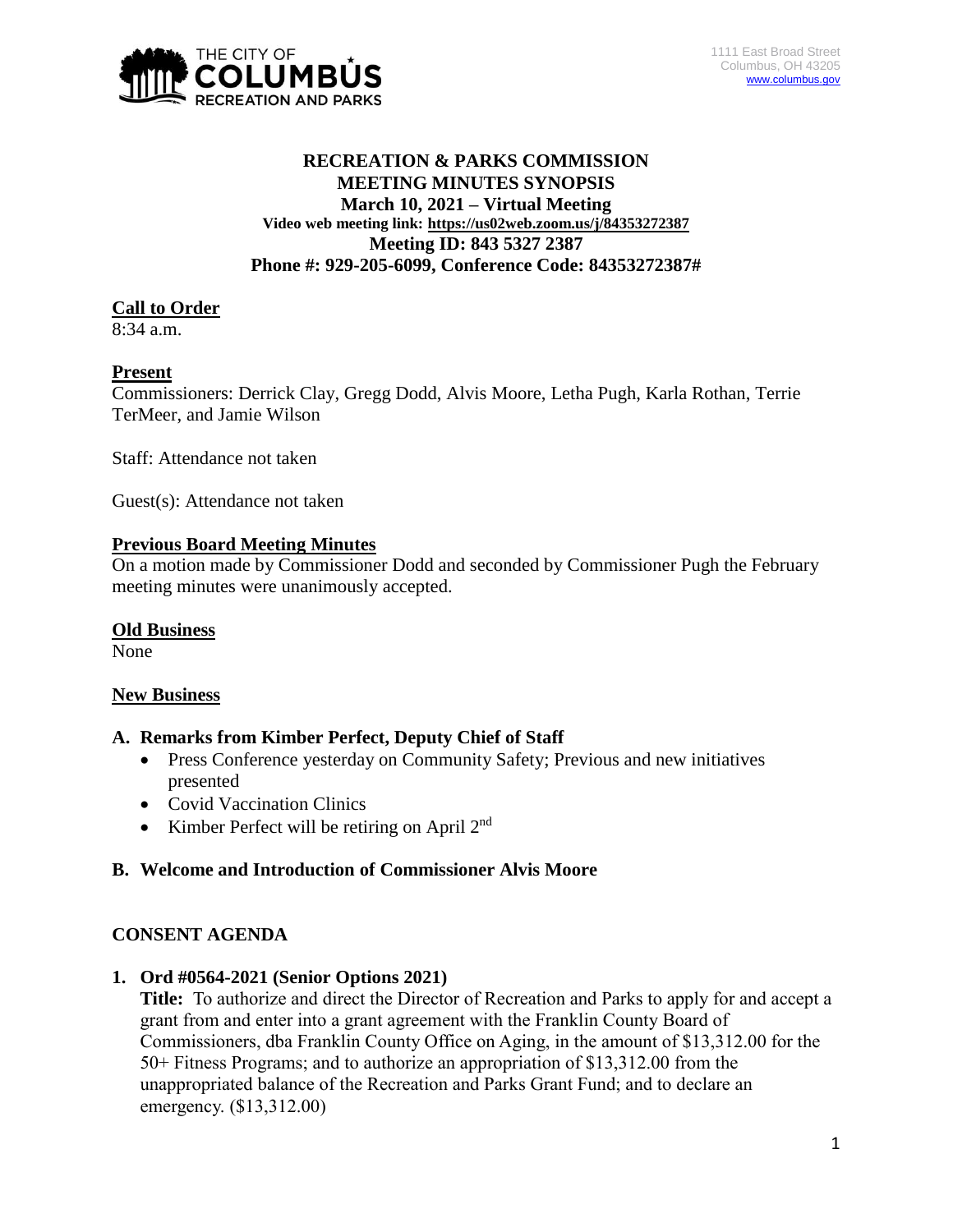THE CITY OF COLUMBUS RECREATION AND PARKS

1111 East Broad Street
Columbus, OH 43205
www.columbus.gov

# RECREATION & PARKS COMMISSION MEETING MINUTES SYNOPSIS

**March 10, 2021 – Virtual Meeting**

**Video web meeting link: https://us02web.zoom.us/j/84353272387**

**Meeting ID: 843 5327 2387**

**Phone #: 929-205-6099, Conference Code: 84353272387#**

## Call to Order

8:34 a.m.

## Present

Commissioners: Derrick Clay, Gregg Dodd, Alvis Moore, Letha Pugh, Karla Rothan, Terrie TerMeer, and Jamie Wilson

Staff: Attendance not taken

Guest(s): Attendance not taken

## Previous Board Meeting Minutes

On a motion made by Commissioner Dodd and seconded by Commissioner Pugh the February meeting minutes were unanimously accepted.

## Old Business

None

## New Business

### A. Remarks from Kimber Perfect, Deputy Chief of Staff

- Press Conference yesterday on Community Safety; Previous and new initiatives presented
- Covid Vaccination Clinics
- Kimber Perfect will be retiring on April 2nd

### B. Welcome and Introduction of Commissioner Alvis Moore

## CONSENT AGENDA

### 1. Ord #0564-2021 (Senior Options 2021)

**Title:** To authorize and direct the Director of Recreation and Parks to apply for and accept a grant from and enter into a grant agreement with the Franklin County Board of Commissioners, dba Franklin County Office on Aging, in the amount of $13,312.00 for the 50+ Fitness Programs; and to authorize an appropriation of $13,312.00 from the unappropriated balance of the Recreation and Parks Grant Fund; and to declare an emergency. ($13,312.00)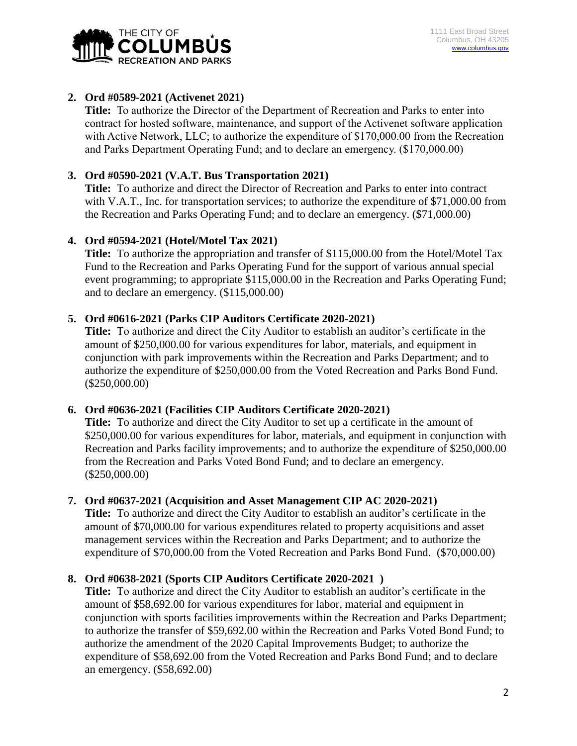2. **Ord #0589-2021 (Activenet 2021)**
   **Title:** To authorize the Director of the Department of Recreation and Parks to enter into contract for hosted software, maintenance, and support of the Activenet software application with Active Network, LLC; to authorize the expenditure of $170,000.00 from the Recreation and Parks Department Operating Fund; and to declare an emergency. ($170,000.00)

3. **Ord #0590-2021 (V.A.T. Bus Transportation 2021)**
   **Title:** To authorize and direct the Director of Recreation and Parks to enter into contract with V.A.T., Inc. for transportation services; to authorize the expenditure of $71,000.00 from the Recreation and Parks Operating Fund; and to declare an emergency. ($71,000.00)

4. **Ord #0594-2021 (Hotel/Motel Tax 2021)**
   **Title:** To authorize the appropriation and transfer of $115,000.00 from the Hotel/Motel Tax Fund to the Recreation and Parks Operating Fund for the support of various annual special event programming; to appropriate $115,000.00 in the Recreation and Parks Operating Fund; and to declare an emergency. ($115,000.00)

5. **Ord #0616-2021 (Parks CIP Auditors Certificate 2020-2021)**
   **Title:** To authorize and direct the City Auditor to establish an auditor's certificate in the amount of $250,000.00 for various expenditures for labor, materials, and equipment in conjunction with park improvements within the Recreation and Parks Department; and to authorize the expenditure of $250,000.00 from the Voted Recreation and Parks Bond Fund. ($250,000.00)

6. **Ord #0636-2021 (Facilities CIP Auditors Certificate 2020-2021)**
   **Title:** To authorize and direct the City Auditor to set up a certificate in the amount of $250,000.00 for various expenditures for labor, materials, and equipment in conjunction with Recreation and Parks facility improvements; and to authorize the expenditure of $250,000.00 from the Recreation and Parks Voted Bond Fund; and to declare an emergency. ($250,000.00)

7. **Ord #0637-2021 (Acquisition and Asset Management CIP AC 2020-2021)**
   **Title:** To authorize and direct the City Auditor to establish an auditor's certificate in the amount of $70,000.00 for various expenditures related to property acquisitions and asset management services within the Recreation and Parks Department; and to authorize the expenditure of $70,000.00 from the Voted Recreation and Parks Bond Fund. ($70,000.00)

8. **Ord #0638-2021 (Sports CIP Auditors Certificate 2020-2021 )**
   **Title:** To authorize and direct the City Auditor to establish an auditor's certificate in the amount of $58,692.00 for various expenditures for labor, material and equipment in conjunction with sports facilities improvements within the Recreation and Parks Department; to authorize the transfer of $59,692.00 within the Recreation and Parks Voted Bond Fund; to authorize the amendment of the 2020 Capital Improvements Budget; to authorize the expenditure of $58,692.00 from the Voted Recreation and Parks Bond Fund; and to declare an emergency. ($58,692.00)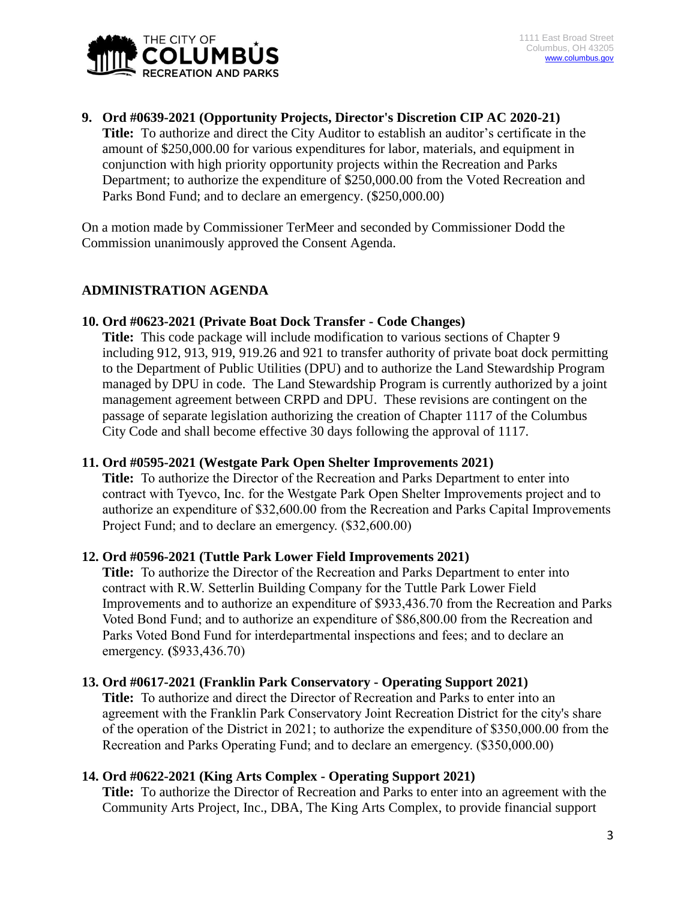**9. Ord #0639-2021 (Opportunity Projects, Director's Discretion CIP AC 2020-21)**
**Title:** To authorize and direct the City Auditor to establish an auditor's certificate in the amount of $250,000.00 for various expenditures for labor, materials, and equipment in conjunction with high priority opportunity projects within the Recreation and Parks Department; to authorize the expenditure of $250,000.00 from the Voted Recreation and Parks Bond Fund; and to declare an emergency. ($250,000.00)

On a motion made by Commissioner TerMeer and seconded by Commissioner Dodd the Commission unanimously approved the Consent Agenda.

## ADMINISTRATION AGENDA

**10. Ord #0623-2021 (Private Boat Dock Transfer - Code Changes)**
**Title:** This code package will include modification to various sections of Chapter 9 including 912, 913, 919, 919.26 and 921 to transfer authority of private boat dock permitting to the Department of Public Utilities (DPU) and to authorize the Land Stewardship Program managed by DPU in code. The Land Stewardship Program is currently authorized by a joint management agreement between CRPD and DPU. These revisions are contingent on the passage of separate legislation authorizing the creation of Chapter 1117 of the Columbus City Code and shall become effective 30 days following the approval of 1117.

**11. Ord #0595-2021 (Westgate Park Open Shelter Improvements 2021)**
**Title:** To authorize the Director of the Recreation and Parks Department to enter into contract with Tyevco, Inc. for the Westgate Park Open Shelter Improvements project and to authorize an expenditure of $32,600.00 from the Recreation and Parks Capital Improvements Project Fund; and to declare an emergency. ($32,600.00)

**12. Ord #0596-2021 (Tuttle Park Lower Field Improvements 2021)**
**Title:** To authorize the Director of the Recreation and Parks Department to enter into contract with R.W. Setterlin Building Company for the Tuttle Park Lower Field Improvements and to authorize an expenditure of $933,436.70 from the Recreation and Parks Voted Bond Fund; and to authorize an expenditure of $86,800.00 from the Recreation and Parks Voted Bond Fund for interdepartmental inspections and fees; and to declare an emergency. **(**$933,436.70)

**13. Ord #0617-2021 (Franklin Park Conservatory - Operating Support 2021)**
**Title:** To authorize and direct the Director of Recreation and Parks to enter into an agreement with the Franklin Park Conservatory Joint Recreation District for the city's share of the operation of the District in 2021; to authorize the expenditure of $350,000.00 from the Recreation and Parks Operating Fund; and to declare an emergency. ($350,000.00)

**14. Ord #0622-2021 (King Arts Complex - Operating Support 2021)**
**Title:** To authorize the Director of Recreation and Parks to enter into an agreement with the Community Arts Project, Inc., DBA, The King Arts Complex, to provide financial support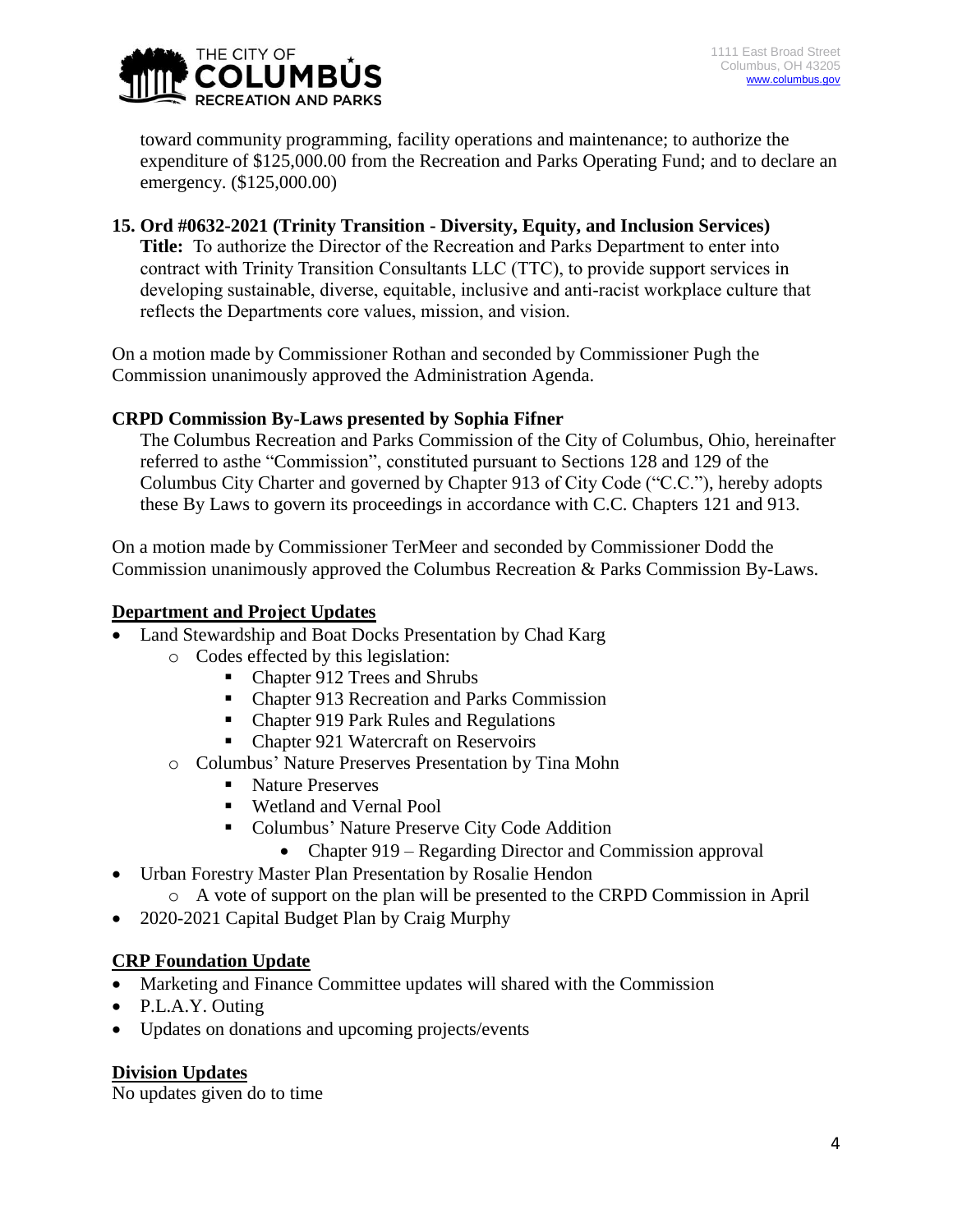toward community programming, facility operations and maintenance; to authorize the expenditure of $125,000.00 from the Recreation and Parks Operating Fund; and to declare an emergency. ($125,000.00)

**15. Ord #0632-2021 (Trinity Transition - Diversity, Equity, and Inclusion Services)**
**Title:** To authorize the Director of the Recreation and Parks Department to enter into contract with Trinity Transition Consultants LLC (TTC), to provide support services in developing sustainable, diverse, equitable, inclusive and anti-racist workplace culture that reflects the Departments core values, mission, and vision.

On a motion made by Commissioner Rothan and seconded by Commissioner Pugh the Commission unanimously approved the Administration Agenda.

**CRPD Commission By-Laws presented by Sophia Fifner**

The Columbus Recreation and Parks Commission of the City of Columbus, Ohio, hereinafter referred to asthe "Commission", constituted pursuant to Sections 128 and 129 of the Columbus City Charter and governed by Chapter 913 of City Code ("C.C."), hereby adopts these By Laws to govern its proceedings in accordance with C.C. Chapters 121 and 913.

On a motion made by Commissioner TerMeer and seconded by Commissioner Dodd the Commission unanimously approved the Columbus Recreation & Parks Commission By-Laws.

**Department and Project Updates**

- Land Stewardship and Boat Docks Presentation by Chad Karg
  - Codes effected by this legislation:
    - Chapter 912 Trees and Shrubs
    - Chapter 913 Recreation and Parks Commission
    - Chapter 919 Park Rules and Regulations
    - Chapter 921 Watercraft on Reservoirs
  - Columbus' Nature Preserves Presentation by Tina Mohn
    - Nature Preserves
    - Wetland and Vernal Pool
    - Columbus' Nature Preserve City Code Addition
      - Chapter 919 – Regarding Director and Commission approval
- Urban Forestry Master Plan Presentation by Rosalie Hendon
  - A vote of support on the plan will be presented to the CRPD Commission in April
- 2020-2021 Capital Budget Plan by Craig Murphy

**CRP Foundation Update**

- Marketing and Finance Committee updates will shared with the Commission
- P.L.A.Y. Outing
- Updates on donations and upcoming projects/events

**Division Updates**

No updates given do to time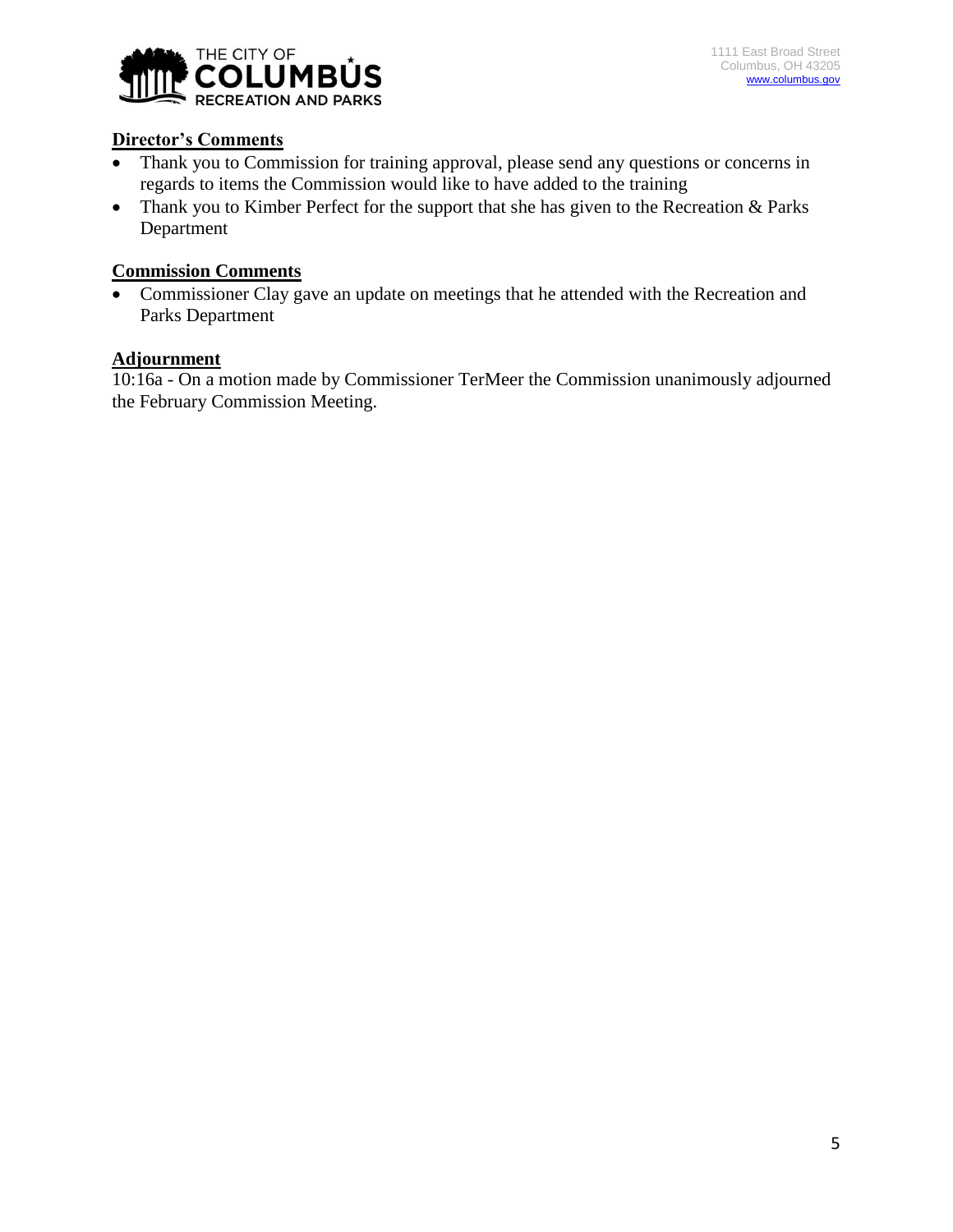## Director's Comments

- Thank you to Commission for training approval, please send any questions or concerns in regards to items the Commission would like to have added to the training
- Thank you to Kimber Perfect for the support that she has given to the Recreation & Parks Department

## Commission Comments

- Commissioner Clay gave an update on meetings that he attended with the Recreation and Parks Department

## Adjournment

10:16a - On a motion made by Commissioner TerMeer the Commission unanimously adjourned the February Commission Meeting.